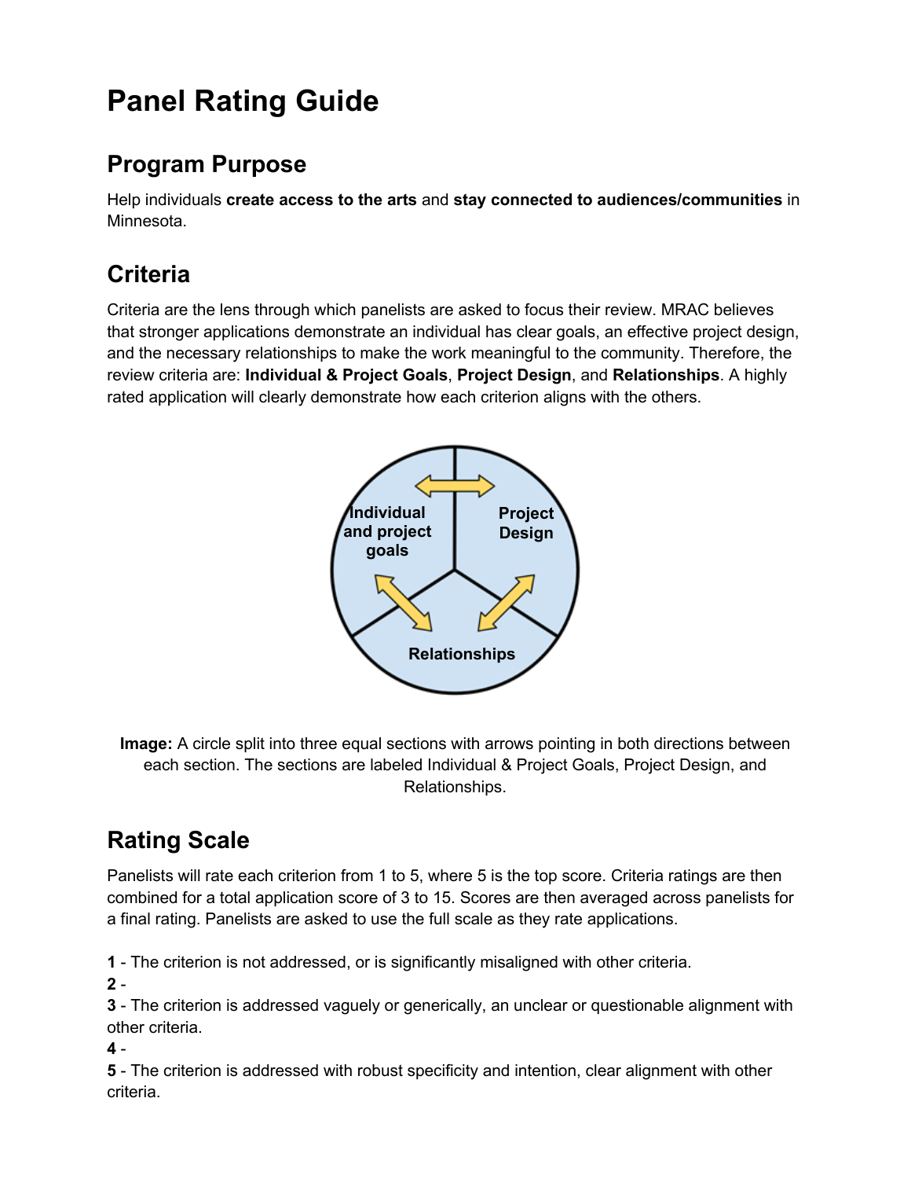# Panel Rating Guide

## Program Purpose

Help individuals **create access to the arts** and **stay connected to audiences/communities** in Minnesota.

## Criteria

Criteria are the lens through which panelists are asked to focus their review. MRAC believes that stronger applications demonstrate an individual has clear goals, an effective project design, and the necessary relationships to make the work meaningful to the community. Therefore, the review criteria are: **Individual & Project Goals**, **Project Design**, and **Relationships**. A highly rated application will clearly demonstrate how each criterion aligns with the others.

**Image:** A circle split into three equal sections with arrows pointing in both directions between each section. The sections are labeled Individual & Project Goals, Project Design, and Relationships.

## Rating Scale

Panelists will rate each criterion from 1 to 5, where 5 is the top score. Criteria ratings are then combined for a total application score of 3 to 15. Scores are then averaged across panelists for a final rating. Panelists are asked to use the full scale as they rate applications.

**1** - The criterion is not addressed, or is significantly misaligned with other criteria.
**2** -
**3** - The criterion is addressed vaguely or generically, an unclear or questionable alignment with other criteria.
**4** -
**5** - The criterion is addressed with robust specificity and intention, clear alignment with other criteria.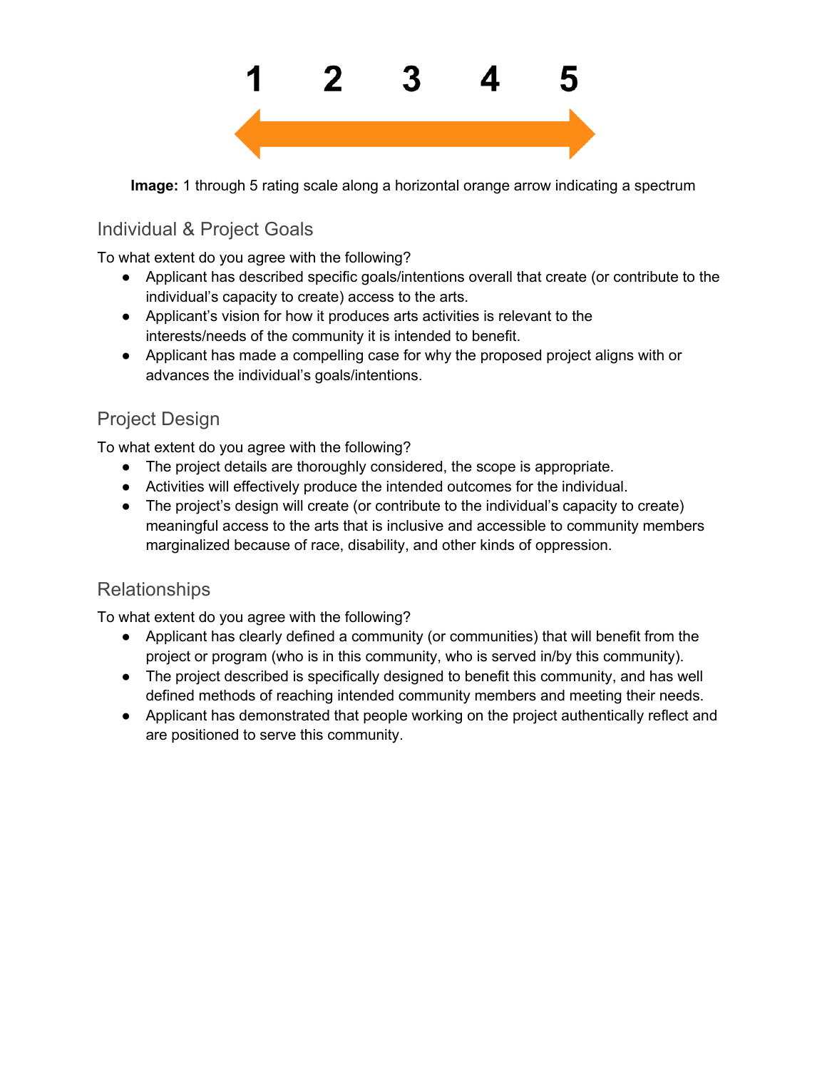1 2 3 4 5

**Image:** 1 through 5 rating scale along a horizontal orange arrow indicating a spectrum

## Individual & Project Goals

To what extent do you agree with the following?

- Applicant has described specific goals/intentions overall that create (or contribute to the individual's capacity to create) access to the arts.
- Applicant's vision for how it produces arts activities is relevant to the interests/needs of the community it is intended to benefit.
- Applicant has made a compelling case for why the proposed project aligns with or advances the individual's goals/intentions.

## Project Design

To what extent do you agree with the following?

- The project details are thoroughly considered, the scope is appropriate.
- Activities will effectively produce the intended outcomes for the individual.
- The project's design will create (or contribute to the individual's capacity to create) meaningful access to the arts that is inclusive and accessible to community members marginalized because of race, disability, and other kinds of oppression.

## Relationships

To what extent do you agree with the following?

- Applicant has clearly defined a community (or communities) that will benefit from the project or program (who is in this community, who is served in/by this community).
- The project described is specifically designed to benefit this community, and has well defined methods of reaching intended community members and meeting their needs.
- Applicant has demonstrated that people working on the project authentically reflect and are positioned to serve this community.